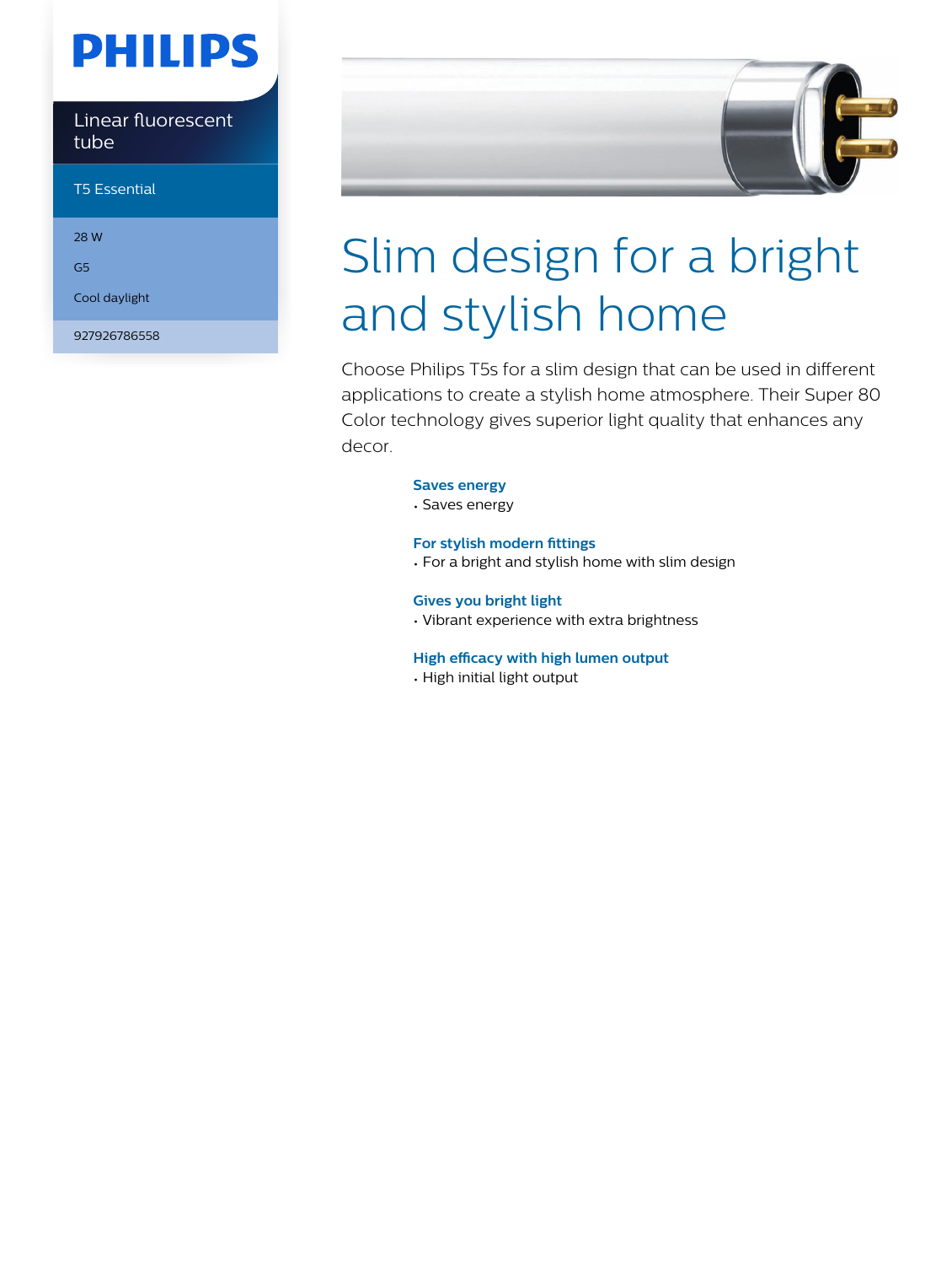PHILIPS

Linear fluorescent tube

T5 Essential

28 W

G5

Cool daylight

927926786558

# Slim design for a bright and stylish home

Choose Philips T5s for a slim design that can be used in different applications to create a stylish home atmosphere. Their Super 80 Color technology gives superior light quality that enhances any decor.

### Saves energy

- Saves energy

### For stylish modern fittings

- For a bright and stylish home with slim design

### Gives you bright light

- Vibrant experience with extra brightness

### High efficacy with high lumen output

- High initial light output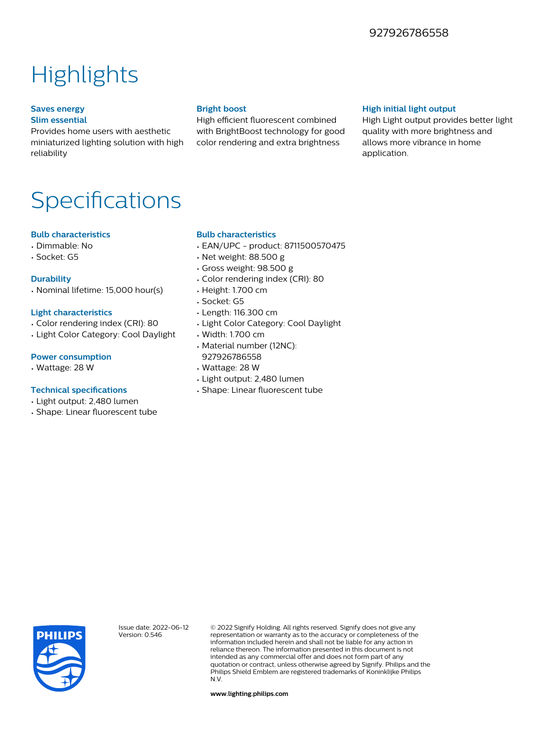927926786558

# Highlights

### Saves energy

### Slim essential

Provides home users with aesthetic miniaturized lighting solution with high reliability

### Bright boost

High efficient fluorescent combined with BrightBoost technology for good color rendering and extra brightness

### High initial light output

High Light output provides better light quality with more brightness and allows more vibrance in home application.

# Specifications

### Bulb characteristics

- Dimmable: No
- Socket: G5

### Durability

- Nominal lifetime: 15,000 hour(s)

### Light characteristics

- Color rendering index (CRI): 80
- Light Color Category: Cool Daylight

### Power consumption

- Wattage: 28 W

### Technical specifications

- Light output: 2,480 lumen
- Shape: Linear fluorescent tube

### Bulb characteristics

- EAN/UPC - product: 8711500570475
- Net weight: 88.500 g
- Gross weight: 98.500 g
- Color rendering index (CRI): 80
- Height: 1.700 cm
- Socket: G5
- Length: 116.300 cm
- Light Color Category: Cool Daylight
- Width: 1.700 cm
- Material number (12NC): 927926786558
- Wattage: 28 W
- Light output: 2,480 lumen
- Shape: Linear fluorescent tube

Issue date: 2022-06-12
Version: 0.546

© 2022 Signify Holding. All rights reserved. Signify does not give any representation or warranty as to the accuracy or completeness of the information included herein and shall not be liable for any action in reliance thereon. The information presented in this document is not intended as any commercial offer and does not form part of any quotation or contract, unless otherwise agreed by Signify. Philips and the Philips Shield Emblem are registered trademarks of Koninklijke Philips N.V.

**www.lighting.philips.com**